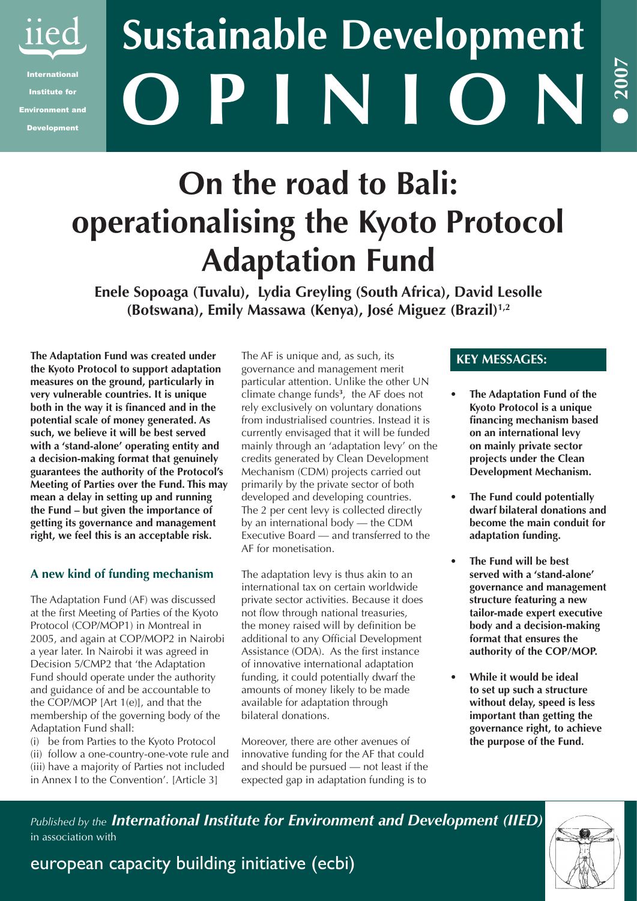iied

International Institute for Environment and Development

# Sustainable Development OPINION

2007

# On the road to Bali: operationalising the Kyoto Protocol Adaptation Fund

**Enele Sopoaga (Tuvalu), Lydia Greyling (South Africa), David Lesolle (Botswana), Emily Massawa (Kenya), José Miguez (Brazil)[1,2]**

**The Adaptation Fund was created under the Kyoto Protocol to support adaptation measures on the ground, particularly in very vulnerable countries. It is unique both in the way it is financed and in the potential scale of money generated. As such, we believe it will be best served with a 'stand-alone' operating entity and a decision-making format that genuinely guarantees the authority of the Protocol's Meeting of Parties over the Fund. This may mean a delay in setting up and running the Fund – but given the importance of getting its governance and management right, we feel this is an acceptable risk.**

## A new kind of funding mechanism

The Adaptation Fund (AF) was discussed at the first Meeting of Parties of the Kyoto Protocol (COP/MOP1) in Montreal in 2005, and again at COP/MOP2 in Nairobi a year later. In Nairobi it was agreed in Decision 5/CMP2 that 'the Adaptation Fund should operate under the authority and guidance of and be accountable to the COP/MOP [Art 1(e)], and that the membership of the governing body of the Adaptation Fund shall:

(i) be from Parties to the Kyoto Protocol
(ii) follow a one-country-one-vote rule and
(iii) have a majority of Parties not included in Annex I to the Convention'. [Article 3]

The AF is unique and, as such, its governance and management merit particular attention. Unlike the other UN climate change funds[3], the AF does not rely exclusively on voluntary donations from industrialised countries. Instead it is currently envisaged that it will be funded mainly through an 'adaptation levy' on the credits generated by Clean Development Mechanism (CDM) projects carried out primarily by the private sector of both developed and developing countries. The 2 per cent levy is collected directly by an international body — the CDM Executive Board — and transferred to the AF for monetisation.

The adaptation levy is thus akin to an international tax on certain worldwide private sector activities. Because it does not flow through national treasuries, the money raised will by definition be additional to any Official Development Assistance (ODA). As the first instance of innovative international adaptation funding, it could potentially dwarf the amounts of money likely to be made available for adaptation through bilateral donations.

Moreover, there are other avenues of innovative funding for the AF that could and should be pursued — not least if the expected gap in adaptation funding is to

## KEY MESSAGES:

- **The Adaptation Fund of the Kyoto Protocol is a unique financing mechanism based on an international levy on mainly private sector projects under the Clean Development Mechanism.**
- **The Fund could potentially dwarf bilateral donations and become the main conduit for adaptation funding.**
- **The Fund will be best served with a 'stand-alone' governance and management structure featuring a new tailor-made expert executive body and a decision-making format that ensures the authority of the COP/MOP.**
- **While it would be ideal to set up such a structure without delay, speed is less important than getting the governance right, to achieve the purpose of the Fund.**

*Published by the* ***International Institute for Environment and Development (IIED)*** in association with

european capacity building initiative (ecbi)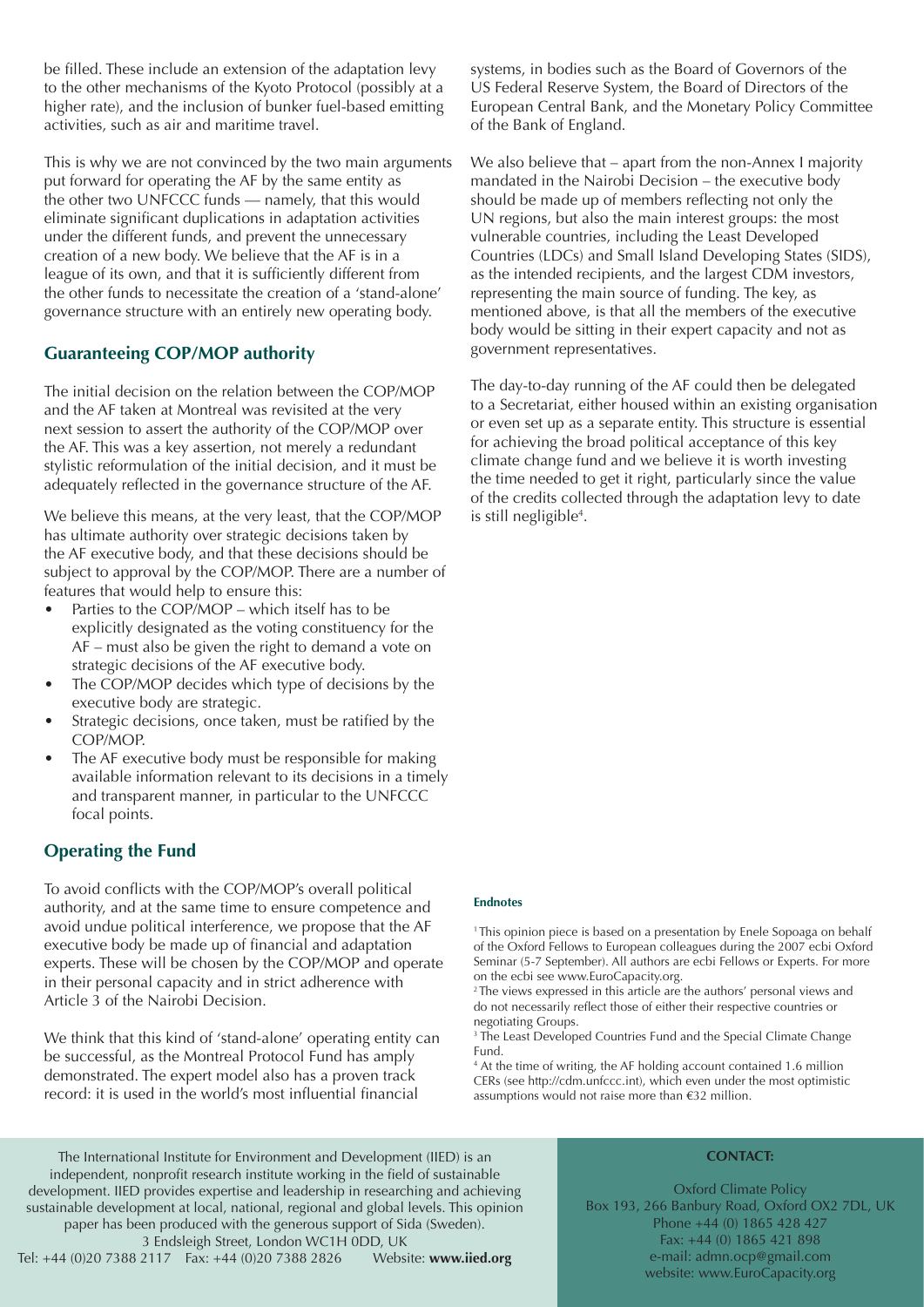be filled. These include an extension of the adaptation levy to the other mechanisms of the Kyoto Protocol (possibly at a higher rate), and the inclusion of bunker fuel-based emitting activities, such as air and maritime travel.

This is why we are not convinced by the two main arguments put forward for operating the AF by the same entity as the other two UNFCCC funds — namely, that this would eliminate significant duplications in adaptation activities under the different funds, and prevent the unnecessary creation of a new body. We believe that the AF is in a league of its own, and that it is sufficiently different from the other funds to necessitate the creation of a 'stand-alone' governance structure with an entirely new operating body.

## Guaranteeing COP/MOP authority

The initial decision on the relation between the COP/MOP and the AF taken at Montreal was revisited at the very next session to assert the authority of the COP/MOP over the AF. This was a key assertion, not merely a redundant stylistic reformulation of the initial decision, and it must be adequately reflected in the governance structure of the AF.

We believe this means, at the very least, that the COP/MOP has ultimate authority over strategic decisions taken by the AF executive body, and that these decisions should be subject to approval by the COP/MOP. There are a number of features that would help to ensure this:

- Parties to the COP/MOP – which itself has to be explicitly designated as the voting constituency for the AF – must also be given the right to demand a vote on strategic decisions of the AF executive body.
- The COP/MOP decides which type of decisions by the executive body are strategic.
- Strategic decisions, once taken, must be ratified by the COP/MOP.
- The AF executive body must be responsible for making available information relevant to its decisions in a timely and transparent manner, in particular to the UNFCCC focal points.

## Operating the Fund

To avoid conflicts with the COP/MOP's overall political authority, and at the same time to ensure competence and avoid undue political interference, we propose that the AF executive body be made up of financial and adaptation experts. These will be chosen by the COP/MOP and operate in their personal capacity and in strict adherence with Article 3 of the Nairobi Decision.

We think that this kind of 'stand-alone' operating entity can be successful, as the Montreal Protocol Fund has amply demonstrated. The expert model also has a proven track record: it is used in the world's most influential financial systems, in bodies such as the Board of Governors of the US Federal Reserve System, the Board of Directors of the European Central Bank, and the Monetary Policy Committee of the Bank of England.

We also believe that – apart from the non-Annex I majority mandated in the Nairobi Decision – the executive body should be made up of members reflecting not only the UN regions, but also the main interest groups: the most vulnerable countries, including the Least Developed Countries (LDCs) and Small Island Developing States (SIDS), as the intended recipients, and the largest CDM investors, representing the main source of funding. The key, as mentioned above, is that all the members of the executive body would be sitting in their expert capacity and not as government representatives.

The day-to-day running of the AF could then be delegated to a Secretariat, either housed within an existing organisation or even set up as a separate entity. This structure is essential for achieving the broad political acceptance of this key climate change fund and we believe it is worth investing the time needed to get it right, particularly since the value of the credits collected through the adaptation levy to date is still negligible[4].

#### Endnotes

[1] This opinion piece is based on a presentation by Enele Sopoaga on behalf of the Oxford Fellows to European colleagues during the 2007 ecbi Oxford Seminar (5-7 September). All authors are ecbi Fellows or Experts. For more on the ecbi see www.EuroCapacity.org.

[2] The views expressed in this article are the authors' personal views and do not necessarily reflect those of either their respective countries or negotiating Groups.

[3] The Least Developed Countries Fund and the Special Climate Change Fund.

[4] At the time of writing, the AF holding account contained 1.6 million CERs (see http://cdm.unfccc.int), which even under the most optimistic assumptions would not raise more than €32 million.

The International Institute for Environment and Development (IIED) is an independent, nonprofit research institute working in the field of sustainable development. IIED provides expertise and leadership in researching and achieving sustainable development at local, national, regional and global levels. This opinion paper has been produced with the generous support of Sida (Sweden).
3 Endsleigh Street, London WC1H 0DD, UK
Tel: +44 (0)20 7388 2117 Fax: +44 (0)20 7388 2826 Website: **www.iied.org**

**CONTACT:**

Oxford Climate Policy
Box 193, 266 Banbury Road, Oxford OX2 7DL, UK
Phone +44 (0) 1865 428 427
Fax: +44 (0) 1865 421 898
e-mail: admn.ocp@gmail.com
website: www.EuroCapacity.org